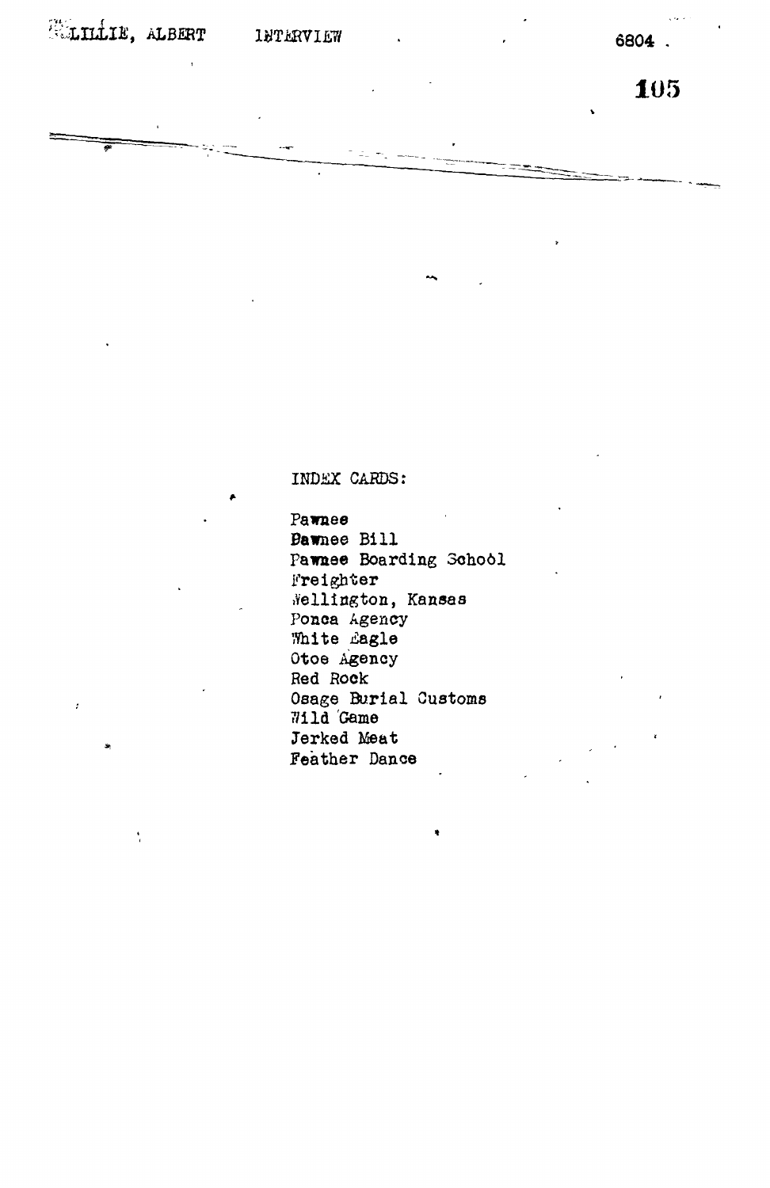LILLIE, ALBERT INTERVIEW 6804

INDEX CARDS:

Pawnee
Pawnee Bill
Pawnee Boarding School
Freighter
Wellington, Kansas
Ponca Agency
White Eagle
Otoe Agency
Red Rock
Osage Burial Customs
Wild Game
Jerked Meat
Feather Dance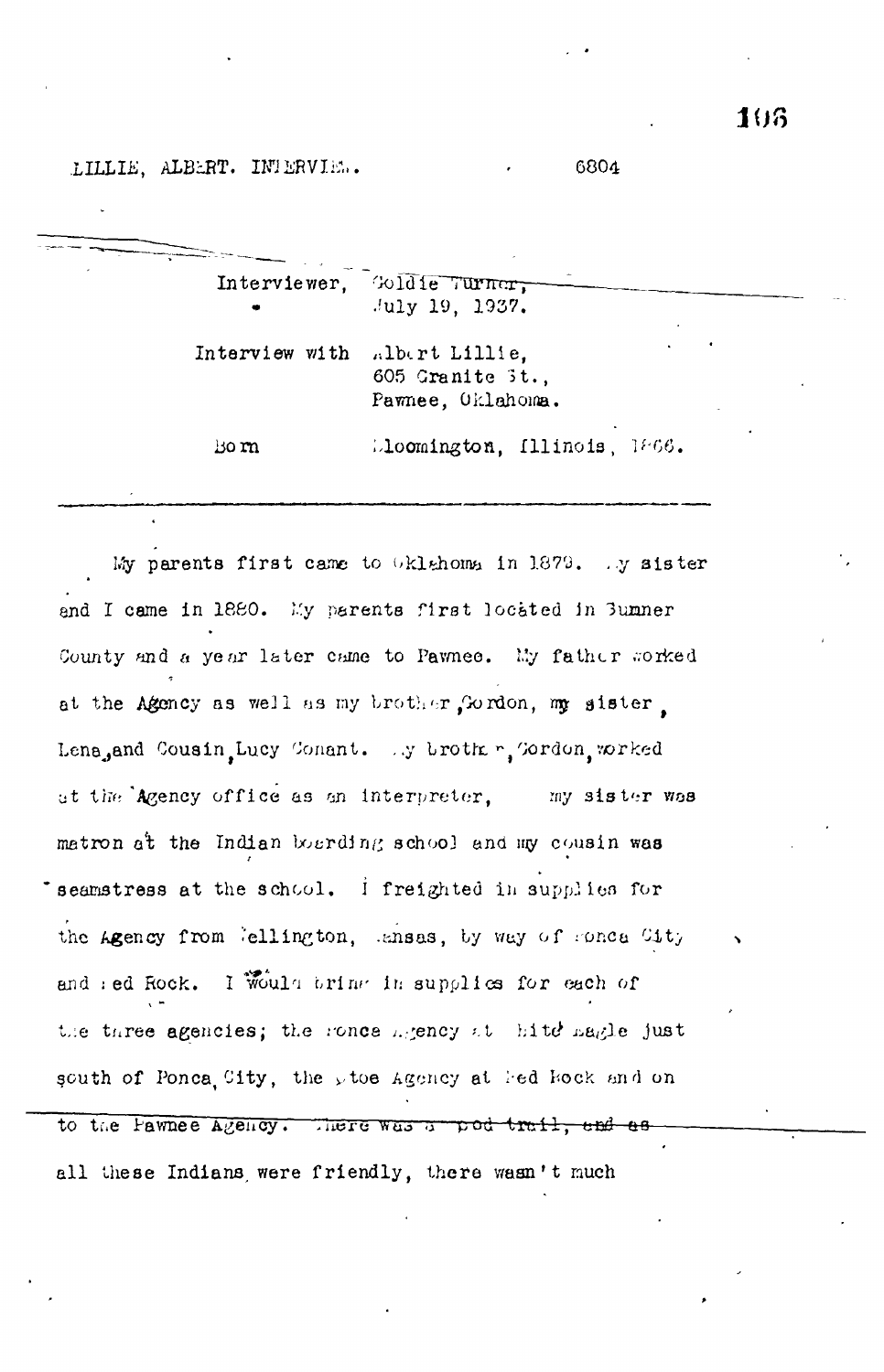LILLIE, ALBERT. INTERVIEW. 6804

Interviewer, Goldie Turner,
July 19, 1937.

Interview with Albert Lillie,
605 Granite St.,
Pawnee, Oklahoma.

Born Bloomington, Illinois, 1866.

---

My parents first came to Oklahoma in 1879. My sister and I came in 1880. My parents first located in Sumner County and a year later came to Pawnee. My father worked at the Agency as well as my brother, Gordon, my sister, Lena, and Cousin, Lucy Conant. My brother, Gordon, worked at the Agency office as an interpreter, my sister was matron at the Indian boarding school and my cousin was seamstress at the school. I freighted in supplies for the Agency from Wellington, Kansas, by way of Ponca City and Red Rock. I would bring in supplies for each of the three agencies; the Ponca Agency at White Eagle just south of Ponca City, the Otoe Agency at Red Rock and on to the Pawnee Agency. There was a good trail, and as all these Indians were friendly, there wasn't much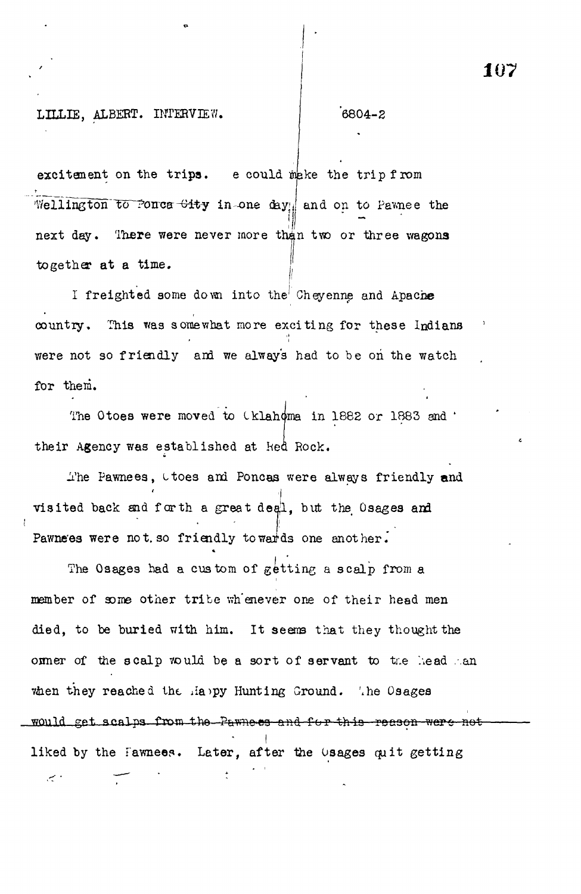excitement on the trips. e could make the trip from Wellington to Ponca City in one day, and on to Pawnee the next day. There were never more than two or three wagons together at a time.

I freighted some down into the Cheyenne and Apache country. This was somewhat more exciting for these Indians were not so friendly and we always had to be on the watch for them.

The Otoes were moved to Oklahoma in 1882 or 1883 and their Agency was established at Red Rock.

The Pawnees, Otoes and Poncas were always friendly and visited back and forth a great deal, but the Osages and Pawnees were not so friendly towards one another.

The Osages had a custom of getting a scalp from a member of some other tribe whenever one of their head men died, to be buried with him. It seems that they thought the owner of the scalp would be a sort of servant to the head man when they reached the Happy Hunting Ground. The Osages would get scalps from the Pawnees and for this reason were not liked by the Pawnees. Later, after the Osages quit getting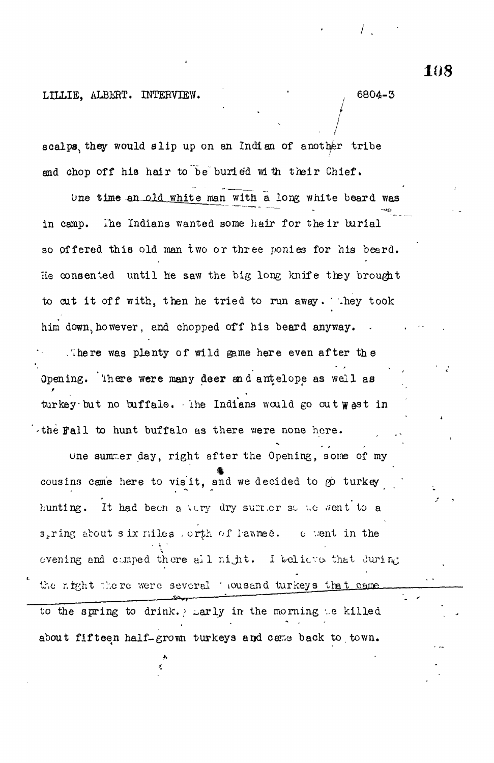scalps, they would slip up on an Indian of another tribe and chop off his hair to be buried with their Chief.

One time an old white man with a long white beard was in camp. The Indians wanted some hair for their burial so offered this old man two or three ponies for his beard. He consented until he saw the big long knife they brought to cut it off with, then he tried to run away. They took him down, however, and chopped off his beard anyway.

There was plenty of wild game here even after the Opening. There were many deer and antelope as well as turkey but no buffalo. The Indians would go out West in the Fall to hunt buffalo as there were none here.

One summer day, right after the Opening, some of my cousins came here to visit, and we decided to go turkey hunting. It had been a very dry summer so we went to a spring about six miles north of Pawnee. We went in the evening and camped there all night. I believe that during the night there were several thousand turkeys that came to the spring to drink. Early in the morning we killed about fifteen half-grown turkeys and came back to town.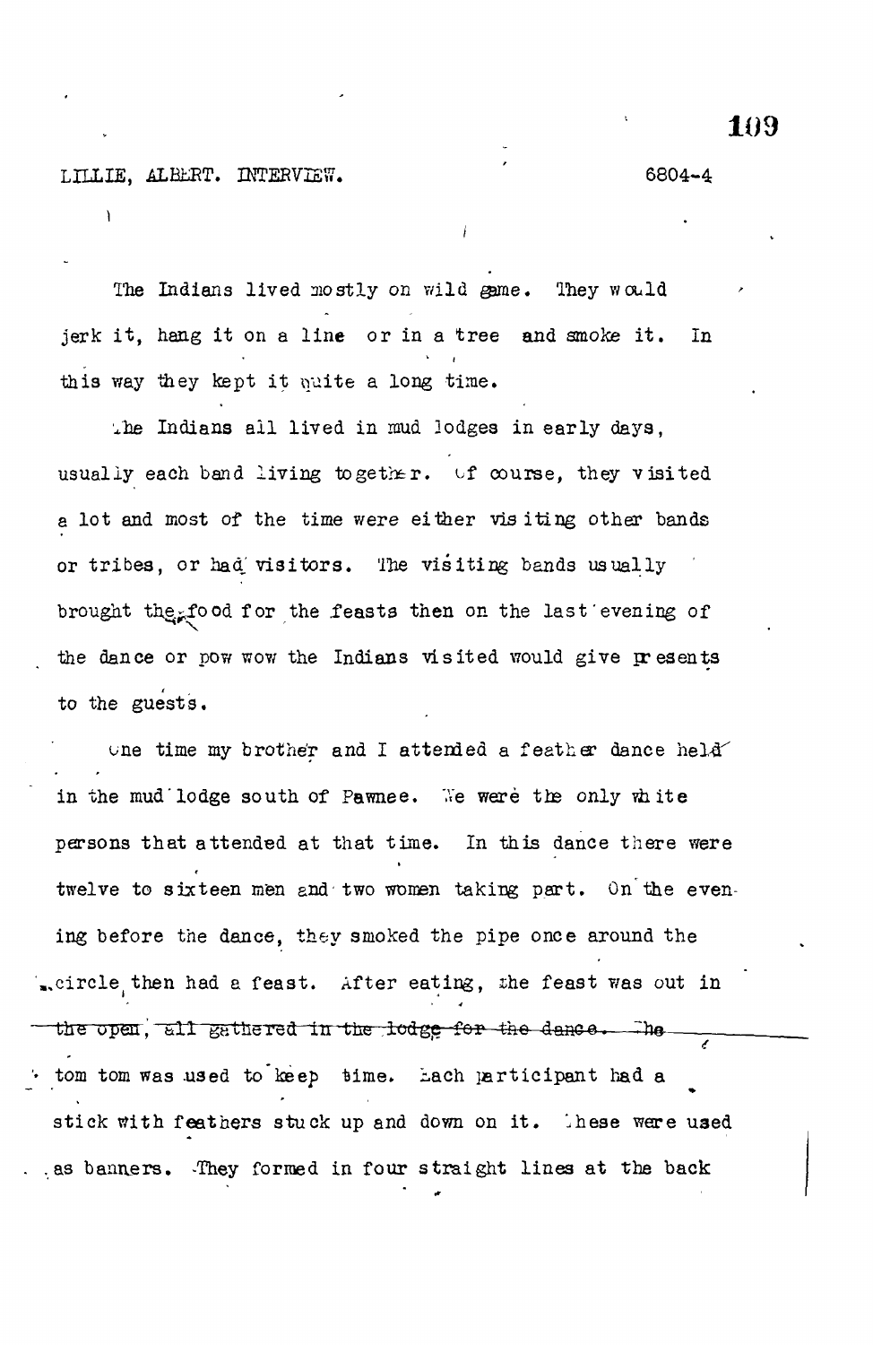The Indians lived mostly on wild game. They would jerk it, hang it on a line or in a tree and smoke it. In this way they kept it quite a long time.

The Indians all lived in mud lodges in early days, usually each band living together. Of course, they visited a lot and most of the time were either visiting other bands or tribes, or had visitors. The visiting bands usually brought the food for the feasts then on the last evening of the dance or pow wow the Indians visited would give presents to the guests.

One time my brother and I attended a feather dance held in the mud lodge south of Pawnee. We were the only white persons that attended at that time. In this dance there were twelve to sixteen men and two women taking part. On the evening before the dance, they smoked the pipe once around the circle, then had a feast. After eating, the feast was out in ~~the open, all gathered in the lodge for the dance. The~~ tom tom was used to keep time. Each participant had a stick with feathers stuck up and down on it. These were used as banners. They formed in four straight lines at the back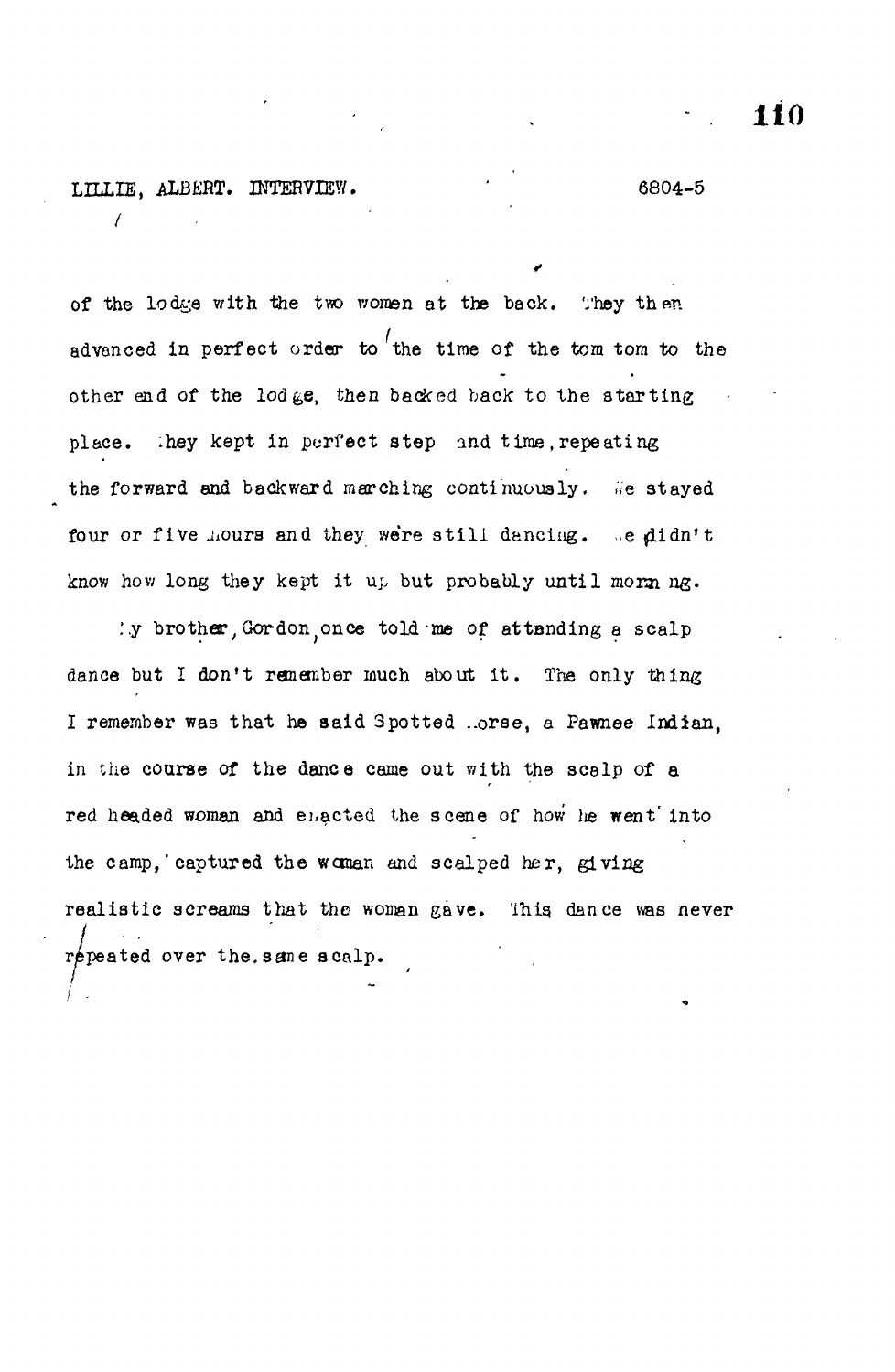of the lodge with the two women at the back. They then advanced in perfect order to the time of the tom tom to the other end of the lodge, then backed back to the starting place. They kept in perfect step and time, repeating the forward and backward marching continuously. We stayed four or five hours and they were still dancing. We didn't know how long they kept it up but probably until morning.

My brother, Gordon, once told me of attending a scalp dance but I don't remember much about it. The only thing I remember was that he said Spotted Horse, a Pawnee Indian, in the course of the dance came out with the scalp of a red headed woman and enacted the scene of how he went into the camp, captured the woman and scalped her, giving realistic screams that the woman gave. This dance was never repeated over the same scalp.